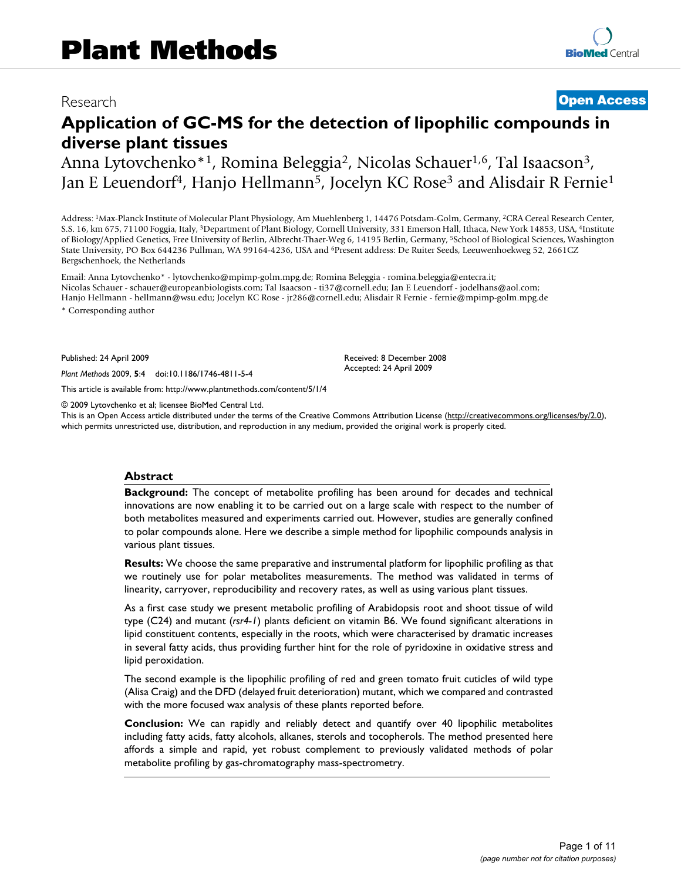Research **Open Access**

# Application of GC-MS for the detection of lipophilic compounds in diverse plant tissues

Anna Lytovchenko*[1], Romina Beleggia[2], Nicolas Schauer[1,6], Tal Isaacson[3], Jan E Leuendorf[4], Hanjo Hellmann[5], Jocelyn KC Rose[3] and Alisdair R Fernie[1]

Address: [1]Max-Planck Institute of Molecular Plant Physiology, Am Muehlenberg 1, 14476 Potsdam-Golm, Germany, [2]CRA Cereal Research Center, S.S. 16, km 675, 71100 Foggia, Italy, [3]Department of Plant Biology, Cornell University, 331 Emerson Hall, Ithaca, New York 14853, USA, [4]Institute of Biology/Applied Genetics, Free University of Berlin, Albrecht-Thaer-Weg 6, 14195 Berlin, Germany, [5]School of Biological Sciences, Washington State University, PO Box 644236 Pullman, WA 99164-4236, USA and [6]Present address: De Ruiter Seeds, Leeuwenhoekweg 52, 2661CZ Bergschenhoek, the Netherlands

Email: Anna Lytovchenko* - lytovchenko@mpimp-golm.mpg.de; Romina Beleggia - romina.beleggia@entecra.it; Nicolas Schauer - schauer@europeanbiologists.com; Tal Isaacson - ti37@cornell.edu; Jan E Leuendorf - jodelhans@aol.com; Hanjo Hellmann - hellmann@wsu.edu; Jocelyn KC Rose - jr286@cornell.edu; Alisdair R Fernie - fernie@mpimp-golm.mpg.de

\* Corresponding author

Published: 24 April 2009

*Plant Methods* 2009, **5**:4 doi:10.1186/1746-4811-5-4

Received: 8 December 2008
Accepted: 24 April 2009

This article is available from: http://www.plantmethods.com/content/5/1/4

© 2009 Lytovchenko et al; licensee BioMed Central Ltd.
This is an Open Access article distributed under the terms of the Creative Commons Attribution License (http://creativecommons.org/licenses/by/2.0), which permits unrestricted use, distribution, and reproduction in any medium, provided the original work is properly cited.

## Abstract

**Background:** The concept of metabolite profiling has been around for decades and technical innovations are now enabling it to be carried out on a large scale with respect to the number of both metabolites measured and experiments carried out. However, studies are generally confined to polar compounds alone. Here we describe a simple method for lipophilic compounds analysis in various plant tissues.

**Results:** We choose the same preparative and instrumental platform for lipophilic profiling as that we routinely use for polar metabolites measurements. The method was validated in terms of linearity, carryover, reproducibility and recovery rates, as well as using various plant tissues.

As a first case study we present metabolic profiling of Arabidopsis root and shoot tissue of wild type (C24) and mutant (*rsr4-1*) plants deficient on vitamin B6. We found significant alterations in lipid constituent contents, especially in the roots, which were characterised by dramatic increases in several fatty acids, thus providing further hint for the role of pyridoxine in oxidative stress and lipid peroxidation.

The second example is the lipophilic profiling of red and green tomato fruit cuticles of wild type (Alisa Craig) and the DFD (delayed fruit deterioration) mutant, which we compared and contrasted with the more focused wax analysis of these plants reported before.

**Conclusion:** We can rapidly and reliably detect and quantify over 40 lipophilic metabolites including fatty acids, fatty alcohols, alkanes, sterols and tocopherols. The method presented here affords a simple and rapid, yet robust complement to previously validated methods of polar metabolite profiling by gas-chromatography mass-spectrometry.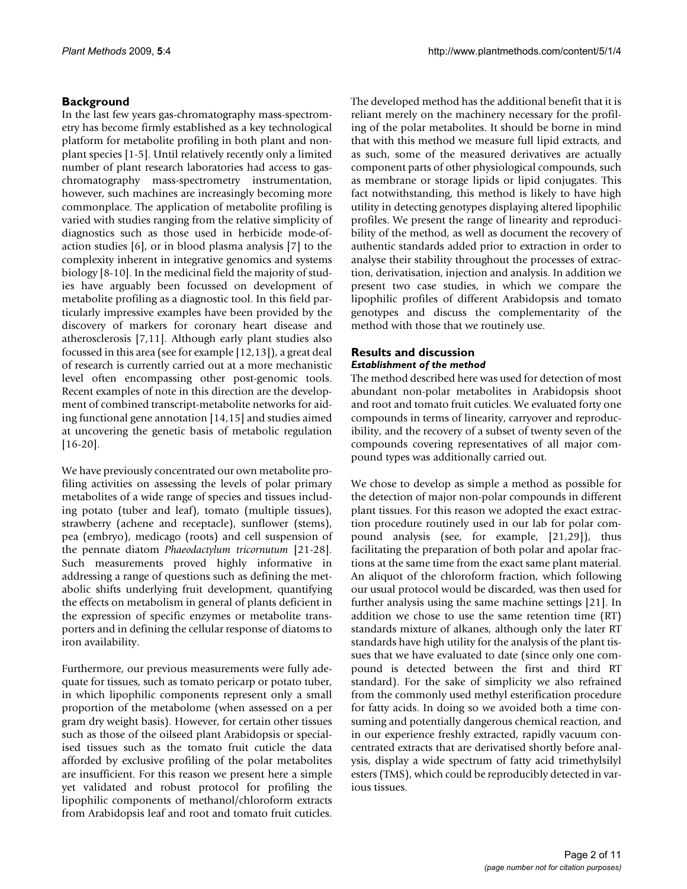## Background

In the last few years gas-chromatography mass-spectrometry has become firmly established as a key technological platform for metabolite profiling in both plant and non-plant species [1-5]. Until relatively recently only a limited number of plant research laboratories had access to gas-chromatography mass-spectrometry instrumentation, however, such machines are increasingly becoming more commonplace. The application of metabolite profiling is varied with studies ranging from the relative simplicity of diagnostics such as those used in herbicide mode-of-action studies [6], or in blood plasma analysis [7] to the complexity inherent in integrative genomics and systems biology [8-10]. In the medicinal field the majority of studies have arguably been focussed on development of metabolite profiling as a diagnostic tool. In this field particularly impressive examples have been provided by the discovery of markers for coronary heart disease and atherosclerosis [7,11]. Although early plant studies also focussed in this area (see for example [12,13]), a great deal of research is currently carried out at a more mechanistic level often encompassing other post-genomic tools. Recent examples of note in this direction are the development of combined transcript-metabolite networks for aiding functional gene annotation [14,15] and studies aimed at uncovering the genetic basis of metabolic regulation [16-20].

We have previously concentrated our own metabolite profiling activities on assessing the levels of polar primary metabolites of a wide range of species and tissues including potato (tuber and leaf), tomato (multiple tissues), strawberry (achene and receptacle), sunflower (stems), pea (embryo), medicago (roots) and cell suspension of the pennate diatom *Phaeodactylum tricornutum* [21-28]. Such measurements proved highly informative in addressing a range of questions such as defining the metabolic shifts underlying fruit development, quantifying the effects on metabolism in general of plants deficient in the expression of specific enzymes or metabolite transporters and in defining the cellular response of diatoms to iron availability.

Furthermore, our previous measurements were fully adequate for tissues, such as tomato pericarp or potato tuber, in which lipophilic components represent only a small proportion of the metabolome (when assessed on a per gram dry weight basis). However, for certain other tissues such as those of the oilseed plant Arabidopsis or specialised tissues such as the tomato fruit cuticle the data afforded by exclusive profiling of the polar metabolites are insufficient. For this reason we present here a simple yet validated and robust protocol for profiling the lipophilic components of methanol/chloroform extracts from Arabidopsis leaf and root and tomato fruit cuticles.

The developed method has the additional benefit that it is reliant merely on the machinery necessary for the profiling of the polar metabolites. It should be borne in mind that with this method we measure full lipid extracts, and as such, some of the measured derivatives are actually component parts of other physiological compounds, such as membrane or storage lipids or lipid conjugates. This fact notwithstanding, this method is likely to have high utility in detecting genotypes displaying altered lipophilic profiles. We present the range of linearity and reproducibility of the method, as well as document the recovery of authentic standards added prior to extraction in order to analyse their stability throughout the processes of extraction, derivatisation, injection and analysis. In addition we present two case studies, in which we compare the lipophilic profiles of different Arabidopsis and tomato genotypes and discuss the complementarity of the method with those that we routinely use.

## Results and discussion

### *Establishment of the method*

The method described here was used for detection of most abundant non-polar metabolites in Arabidopsis shoot and root and tomato fruit cuticles. We evaluated forty one compounds in terms of linearity, carryover and reproducibility, and the recovery of a subset of twenty seven of the compounds covering representatives of all major compound types was additionally carried out.

We chose to develop as simple a method as possible for the detection of major non-polar compounds in different plant tissues. For this reason we adopted the exact extraction procedure routinely used in our lab for polar compound analysis (see, for example, [21,29]), thus facilitating the preparation of both polar and apolar fractions at the same time from the exact same plant material. An aliquot of the chloroform fraction, which following our usual protocol would be discarded, was then used for further analysis using the same machine settings [21]. In addition we chose to use the same retention time (RT) standards mixture of alkanes, although only the later RT standards have high utility for the analysis of the plant tissues that we have evaluated to date (since only one compound is detected between the first and third RT standard). For the sake of simplicity we also refrained from the commonly used methyl esterification procedure for fatty acids. In doing so we avoided both a time consuming and potentially dangerous chemical reaction, and in our experience freshly extracted, rapidly vacuum concentrated extracts that are derivatised shortly before analysis, display a wide spectrum of fatty acid trimethylsilyl esters (TMS), which could be reproducibly detected in various tissues.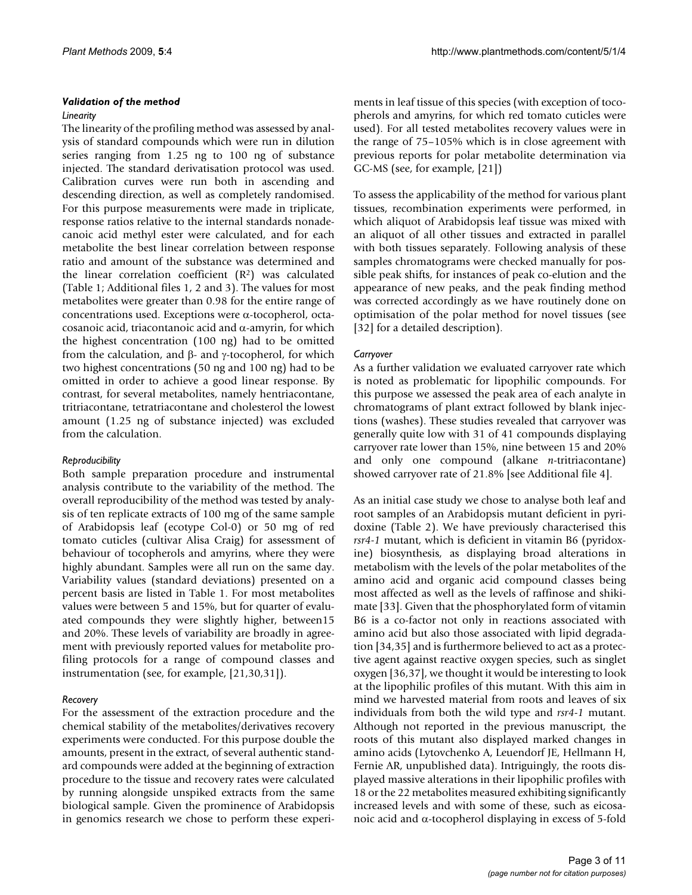### *Validation of the method*

#### *Linearity*

The linearity of the profiling method was assessed by analysis of standard compounds which were run in dilution series ranging from 1.25 ng to 100 ng of substance injected. The standard derivatisation protocol was used. Calibration curves were run both in ascending and descending direction, as well as completely randomised. For this purpose measurements were made in triplicate, response ratios relative to the internal standards nonadecanoic acid methyl ester were calculated, and for each metabolite the best linear correlation between response ratio and amount of the substance was determined and the linear correlation coefficient ($R^2$) was calculated (Table 1; Additional files 1, 2 and 3). The values for most metabolites were greater than 0.98 for the entire range of concentrations used. Exceptions were α-tocopherol, octacosanoic acid, triacontanoic acid and α-amyrin, for which the highest concentration (100 ng) had to be omitted from the calculation, and β- and γ-tocopherol, for which two highest concentrations (50 ng and 100 ng) had to be omitted in order to achieve a good linear response. By contrast, for several metabolites, namely hentriacontane, tritriacontane, tetratriacontane and cholesterol the lowest amount (1.25 ng of substance injected) was excluded from the calculation.

#### *Reproducibility*

Both sample preparation procedure and instrumental analysis contribute to the variability of the method. The overall reproducibility of the method was tested by analysis of ten replicate extracts of 100 mg of the same sample of Arabidopsis leaf (ecotype Col-0) or 50 mg of red tomato cuticles (cultivar Alisa Craig) for assessment of behaviour of tocopherols and amyrins, where they were highly abundant. Samples were all run on the same day. Variability values (standard deviations) presented on a percent basis are listed in Table 1. For most metabolites values were between 5 and 15%, but for quarter of evaluated compounds they were slightly higher, between15 and 20%. These levels of variability are broadly in agreement with previously reported values for metabolite profiling protocols for a range of compound classes and instrumentation (see, for example, [21,30,31]).

#### *Recovery*

For the assessment of the extraction procedure and the chemical stability of the metabolites/derivatives recovery experiments were conducted. For this purpose double the amounts, present in the extract, of several authentic standard compounds were added at the beginning of extraction procedure to the tissue and recovery rates were calculated by running alongside unspiked extracts from the same biological sample. Given the prominence of Arabidopsis in genomics research we chose to perform these experiments in leaf tissue of this species (with exception of tocopherols and amyrins, for which red tomato cuticles were used). For all tested metabolites recovery values were in the range of 75–105% which is in close agreement with previous reports for polar metabolite determination via GC-MS (see, for example, [21])

To assess the applicability of the method for various plant tissues, recombination experiments were performed, in which aliquot of Arabidopsis leaf tissue was mixed with an aliquot of all other tissues and extracted in parallel with both tissues separately. Following analysis of these samples chromatograms were checked manually for possible peak shifts, for instances of peak co-elution and the appearance of new peaks, and the peak finding method was corrected accordingly as we have routinely done on optimisation of the polar method for novel tissues (see [32] for a detailed description).

#### *Carryover*

As a further validation we evaluated carryover rate which is noted as problematic for lipophilic compounds. For this purpose we assessed the peak area of each analyte in chromatograms of plant extract followed by blank injections (washes). These studies revealed that carryover was generally quite low with 31 of 41 compounds displaying carryover rate lower than 15%, nine between 15 and 20% and only one compound (alkane *n*-tritriacontane) showed carryover rate of 21.8% [see Additional file 4].

As an initial case study we chose to analyse both leaf and root samples of an Arabidopsis mutant deficient in pyridoxine (Table 2). We have previously characterised this *rsr4-1* mutant, which is deficient in vitamin B6 (pyridoxine) biosynthesis, as displaying broad alterations in metabolism with the levels of the polar metabolites of the amino acid and organic acid compound classes being most affected as well as the levels of raffinose and shikimate [33]. Given that the phosphorylated form of vitamin B6 is a co-factor not only in reactions associated with amino acid but also those associated with lipid degradation [34,35] and is furthermore believed to act as a protective agent against reactive oxygen species, such as singlet oxygen [36,37], we thought it would be interesting to look at the lipophilic profiles of this mutant. With this aim in mind we harvested material from roots and leaves of six individuals from both the wild type and *rsr4-1* mutant. Although not reported in the previous manuscript, the roots of this mutant also displayed marked changes in amino acids (Lytovchenko A, Leuendorf JE, Hellmann H, Fernie AR, unpublished data). Intriguingly, the roots displayed massive alterations in their lipophilic profiles with 18 or the 22 metabolites measured exhibiting significantly increased levels and with some of these, such as eicosanoic acid and α-tocopherol displaying in excess of 5-fold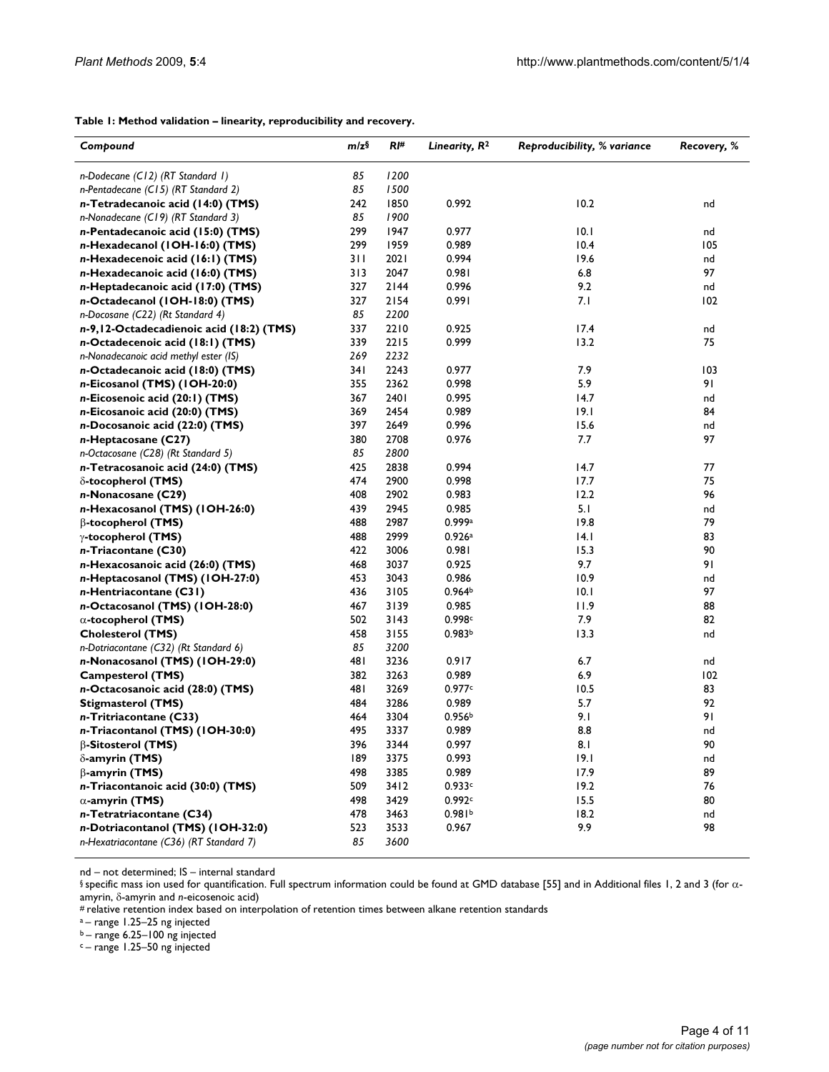**Table 1: Method validation – linearity, reproducibility and recovery.**

| *Compound* | *m/z*[§] | *RI*[#] | *Linearity, $R^2$* | *Reproducibility, % variance* | *Recovery, %* |
|---|---|---|---|---|---|
| *n-Dodecane (C12) (RT Standard 1)* | *85* | *1200* | | | |
| *n-Pentadecane (C15) (RT Standard 2)* | *85* | *1500* | | | |
| ***n*-Tetradecanoic acid (14:0) (TMS)** | 242 | 1850 | 0.992 | 10.2 | nd |
| *n-Nonadecane (C19) (RT Standard 3)* | *85* | *1900* | | | |
| ***n*-Pentadecanoic acid (15:0) (TMS)** | 299 | 1947 | 0.977 | 10.1 | nd |
| ***n*-Hexadecanol (1OH-16:0) (TMS)** | 299 | 1959 | 0.989 | 10.4 | 105 |
| ***n*-Hexadecenoic acid (16:1) (TMS)** | 311 | 2021 | 0.994 | 19.6 | nd |
| ***n*-Hexadecanoic acid (16:0) (TMS)** | 313 | 2047 | 0.981 | 6.8 | 97 |
| ***n*-Heptadecanoic acid (17:0) (TMS)** | 327 | 2144 | 0.996 | 9.2 | nd |
| ***n*-Octadecanol (1OH-18:0) (TMS)** | 327 | 2154 | 0.991 | 7.1 | 102 |
| *n-Docosane (C22) (Rt Standard 4)* | *85* | *2200* | | | |
| ***n*-9,12-Octadecadienoic acid (18:2) (TMS)** | 337 | 2210 | 0.925 | 17.4 | nd |
| ***n*-Octadecenoic acid (18:1) (TMS)** | 339 | 2215 | 0.999 | 13.2 | 75 |
| *n-Nonadecanoic acid methyl ester (IS)* | *269* | *2232* | | | |
| ***n*-Octadecanoic acid (18:0) (TMS)** | 341 | 2243 | 0.977 | 7.9 | 103 |
| ***n*-Eicosanol (TMS) (1OH-20:0)** | 355 | 2362 | 0.998 | 5.9 | 91 |
| ***n*-Eicosenoic acid (20:1) (TMS)** | 367 | 2401 | 0.995 | 14.7 | nd |
| ***n*-Eicosanoic acid (20:0) (TMS)** | 369 | 2454 | 0.989 | 19.1 | 84 |
| ***n*-Docosanoic acid (22:0) (TMS)** | 397 | 2649 | 0.996 | 15.6 | nd |
| ***n*-Heptacosane (C27)** | 380 | 2708 | 0.976 | 7.7 | 97 |
| *n-Octacosane (C28) (Rt Standard 5)* | *85* | *2800* | | | |
| ***n*-Tetracosanoic acid (24:0) (TMS)** | 425 | 2838 | 0.994 | 14.7 | 77 |
| **δ-tocopherol (TMS)** | 474 | 2900 | 0.998 | 17.7 | 75 |
| ***n*-Nonacosane (C29)** | 408 | 2902 | 0.983 | 12.2 | 96 |
| ***n*-Hexacosanol (TMS) (1OH-26:0)** | 439 | 2945 | 0.985 | 5.1 | nd |
| **β-tocopherol (TMS)** | 488 | 2987 | 0.999[a] | 19.8 | 79 |
| **γ-tocopherol (TMS)** | 488 | 2999 | 0.926[a] | 14.1 | 83 |
| ***n*-Triacontane (C30)** | 422 | 3006 | 0.981 | 15.3 | 90 |
| ***n*-Hexacosanoic acid (26:0) (TMS)** | 468 | 3037 | 0.925 | 9.7 | 91 |
| ***n*-Heptacosanol (TMS) (1OH-27:0)** | 453 | 3043 | 0.986 | 10.9 | nd |
| ***n*-Hentriacontane (C31)** | 436 | 3105 | 0.964[b] | 10.1 | 97 |
| ***n*-Octacosanol (TMS) (1OH-28:0)** | 467 | 3139 | 0.985 | 11.9 | 88 |
| **α-tocopherol (TMS)** | 502 | 3143 | 0.998[c] | 7.9 | 82 |
| **Cholesterol (TMS)** | 458 | 3155 | 0.983[b] | 13.3 | nd |
| *n-Dotriacontane (C32) (Rt Standard 6)* | *85* | *3200* | | | |
| ***n*-Nonacosanol (TMS) (1OH-29:0)** | 481 | 3236 | 0.917 | 6.7 | nd |
| **Campesterol (TMS)** | 382 | 3263 | 0.989 | 6.9 | 102 |
| ***n*-Octacosanoic acid (28:0) (TMS)** | 481 | 3269 | 0.977[c] | 10.5 | 83 |
| **Stigmasterol (TMS)** | 484 | 3286 | 0.989 | 5.7 | 92 |
| ***n*-Tritriacontane (C33)** | 464 | 3304 | 0.956[b] | 9.1 | 91 |
| ***n*-Triacontanol (TMS) (1OH-30:0)** | 495 | 3337 | 0.989 | 8.8 | nd |
| **β-Sitosterol (TMS)** | 396 | 3344 | 0.997 | 8.1 | 90 |
| **δ-amyrin (TMS)** | 189 | 3375 | 0.993 | 19.1 | nd |
| **β-amyrin (TMS)** | 498 | 3385 | 0.989 | 17.9 | 89 |
| ***n*-Triacontanoic acid (30:0) (TMS)** | 509 | 3412 | 0.933[c] | 19.2 | 76 |
| **α-amyrin (TMS)** | 498 | 3429 | 0.992[c] | 15.5 | 80 |
| ***n*-Tetratriacontane (C34)** | 478 | 3463 | 0.981[b] | 18.2 | nd |
| ***n*-Dotriacontanol (TMS) (1OH-32:0)** | 523 | 3533 | 0.967 | 9.9 | 98 |
| *n-Hexatriacontane (C36) (RT Standard 7)* | *85* | *3600* | | | |

nd – not determined; IS – internal standard

§ specific mass ion used for quantification. Full spectrum information could be found at GMD database [55] and in Additional files 1, 2 and 3 (for α-amyrin, δ-amyrin and *n*-eicosenoic acid)

\# relative retention index based on interpolation of retention times between alkane retention standards

a – range 1.25–25 ng injected

b – range 6.25–100 ng injected

c – range 1.25–50 ng injected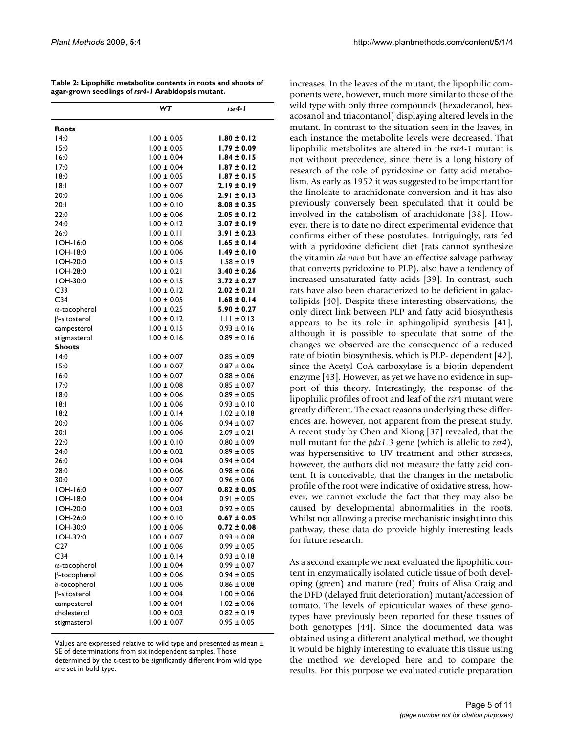**Table 2: Lipophilic metabolite contents in roots and shoots of agar-grown seedlings of *rsr4-1* Arabidopsis mutant.**

| | *WT* | *rsr4-1* |
|---|---|---|
| **Roots** | | |
| 14:0 | 1.00 ± 0.05 | **1.80 ± 0.12** |
| 15:0 | 1.00 ± 0.05 | **1.79 ± 0.09** |
| 16:0 | 1.00 ± 0.04 | **1.84 ± 0.15** |
| 17:0 | 1.00 ± 0.04 | **1.87 ± 0.12** |
| 18:0 | 1.00 ± 0.05 | **1.87 ± 0.15** |
| 18:1 | 1.00 ± 0.07 | **2.19 ± 0.19** |
| 20:0 | 1.00 ± 0.06 | **2.91 ± 0.13** |
| 20:1 | 1.00 ± 0.10 | **8.08 ± 0.35** |
| 22:0 | 1.00 ± 0.06 | **2.05 ± 0.12** |
| 24:0 | 1.00 ± 0.12 | **3.07 ± 0.19** |
| 26:0 | 1.00 ± 0.11 | **3.91 ± 0.23** |
| 1OH-16:0 | 1.00 ± 0.06 | **1.65 ± 0.14** |
| 1OH-18:0 | 1.00 ± 0.06 | **1.49 ± 0.10** |
| 1OH-20:0 | 1.00 ± 0.15 | 1.58 ± 0.19 |
| 1OH-28:0 | 1.00 ± 0.21 | **3.40 ± 0.26** |
| 1OH-30:0 | 1.00 ± 0.15 | **3.72 ± 0.27** |
| C33 | 1.00 ± 0.12 | **2.02 ± 0.21** |
| C34 | 1.00 ± 0.05 | **1.68 ± 0.14** |
| α-tocopherol | 1.00 ± 0.25 | **5.90 ± 0.27** |
| β-sitosterol | 1.00 ± 0.12 | 1.11 ± 0.13 |
| campesterol | 1.00 ± 0.15 | 0.93 ± 0.16 |
| stigmasterol | 1.00 ± 0.16 | 0.89 ± 0.16 |
| **Shoots** | | |
| 14:0 | 1.00 ± 0.07 | 0.85 ± 0.09 |
| 15:0 | 1.00 ± 0.07 | 0.87 ± 0.06 |
| 16:0 | 1.00 ± 0.07 | 0.88 ± 0.06 |
| 17:0 | 1.00 ± 0.08 | 0.85 ± 0.07 |
| 18:0 | 1.00 ± 0.06 | 0.89 ± 0.05 |
| 18:1 | 1.00 ± 0.06 | 0.93 ± 0.10 |
| 18:2 | 1.00 ± 0.14 | 1.02 ± 0.18 |
| 20:0 | 1.00 ± 0.06 | 0.94 ± 0.07 |
| 20:1 | 1.00 ± 0.06 | 2.09 ± 0.21 |
| 22:0 | 1.00 ± 0.10 | 0.80 ± 0.09 |
| 24:0 | 1.00 ± 0.02 | 0.89 ± 0.05 |
| 26:0 | 1.00 ± 0.04 | 0.94 ± 0.04 |
| 28:0 | 1.00 ± 0.06 | 0.98 ± 0.06 |
| 30:0 | 1.00 ± 0.07 | 0.96 ± 0.06 |
| 1OH-16:0 | 1.00 ± 0.07 | **0.82 ± 0.05** |
| 1OH-18:0 | 1.00 ± 0.04 | 0.91 ± 0.05 |
| 1OH-20:0 | 1.00 ± 0.03 | 0.92 ± 0.05 |
| 1OH-26:0 | 1.00 ± 0.10 | **0.67 ± 0.05** |
| 1OH-30:0 | 1.00 ± 0.06 | **0.72 ± 0.08** |
| 1OH-32:0 | 1.00 ± 0.07 | 0.93 ± 0.08 |
| C27 | 1.00 ± 0.06 | 0.99 ± 0.05 |
| C34 | 1.00 ± 0.14 | 0.93 ± 0.18 |
| α-tocopherol | 1.00 ± 0.04 | 0.99 ± 0.07 |
| β-tocopherol | 1.00 ± 0.06 | 0.94 ± 0.05 |
| δ-tocopherol | 1.00 ± 0.06 | 0.86 ± 0.08 |
| β-sitosterol | 1.00 ± 0.04 | 1.00 ± 0.06 |
| campesterol | 1.00 ± 0.04 | 1.02 ± 0.06 |
| cholesterol | 1.00 ± 0.03 | 0.82 ± 0.19 |
| stigmasterol | 1.00 ± 0.07 | 0.95 ± 0.05 |

Values are expressed relative to wild type and presented as mean ± SE of determinations from six independent samples. Those determined by the t-test to be significantly different from wild type are set in bold type.

increases. In the leaves of the mutant, the lipophilic components were, however, much more similar to those of the wild type with only three compounds (hexadecanol, hexacosanol and triacontanol) displaying altered levels in the mutant. In contrast to the situation seen in the leaves, in each instance the metabolite levels were decreased. That lipophilic metabolites are altered in the *rsr4-1* mutant is not without precedence, since there is a long history of research of the role of pyridoxine on fatty acid metabolism. As early as 1952 it was suggested to be important for the linoleate to arachidonate conversion and it has also previously conversely been speculated that it could be involved in the catabolism of arachidonate [38]. However, there is to date no direct experimental evidence that confirms either of these postulates. Intriguingly, rats fed with a pyridoxine deficient diet (rats cannot synthesize the vitamin *de novo* but have an effective salvage pathway that converts pyridoxine to PLP), also have a tendency of increased unsaturated fatty acids [39]. In contrast, such rats have also been characterized to be deficient in galactolipids [40]. Despite these interesting observations, the only direct link between PLP and fatty acid biosynthesis appears to be its role in sphingolipid synthesis [41], although it is possible to speculate that some of the changes we observed are the consequence of a reduced rate of biotin biosynthesis, which is PLP- dependent [42], since the Acetyl CoA carboxylase is a biotin dependent enzyme [43]. However, as yet we have no evidence in support of this theory. Interestingly, the response of the lipophilic profiles of root and leaf of the *rsr*4 mutant were greatly different. The exact reasons underlying these differences are, however, not apparent from the present study. A recent study by Chen and Xiong [37] revealed, that the null mutant for the *pdx1.3* gene (which is allelic to *rsr4*), was hypersensitive to UV treatment and other stresses, however, the authors did not measure the fatty acid content. It is conceivable, that the changes in the metabolic profile of the root were indicative of oxidative stress, however, we cannot exclude the fact that they may also be caused by developmental abnormalities in the roots. Whilst not allowing a precise mechanistic insight into this pathway, these data do provide highly interesting leads for future research.

As a second example we next evaluated the lipophilic content in enzymatically isolated cuticle tissue of both developing (green) and mature (red) fruits of Alisa Craig and the DFD (delayed fruit deterioration) mutant/accession of tomato. The levels of epicuticular waxes of these genotypes have previously been reported for these tissues of both genotypes [44]. Since the documented data was obtained using a different analytical method, we thought it would be highly interesting to evaluate this tissue using the method we developed here and to compare the results. For this purpose we evaluated cuticle preparation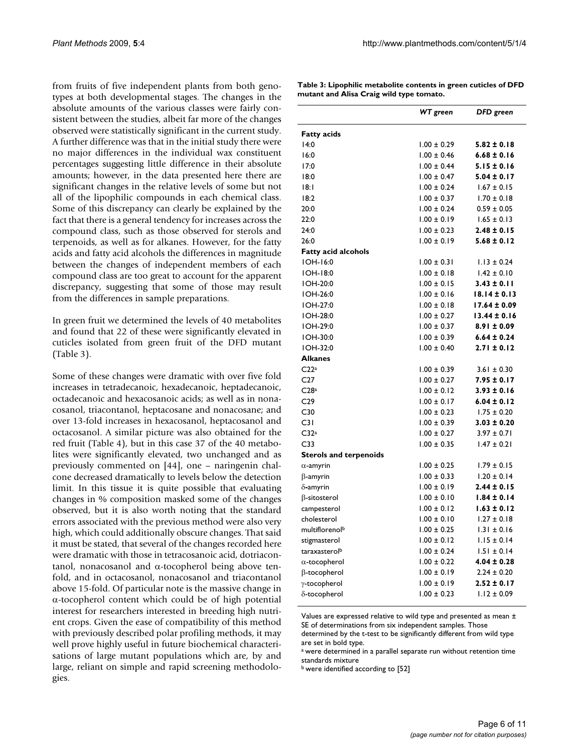from fruits of five independent plants from both genotypes at both developmental stages. The changes in the absolute amounts of the various classes were fairly consistent between the studies, albeit far more of the changes observed were statistically significant in the current study. A further difference was that in the initial study there were no major differences in the individual wax constituent percentages suggesting little difference in their absolute amounts; however, in the data presented here there are significant changes in the relative levels of some but not all of the lipophilic compounds in each chemical class. Some of this discrepancy can clearly be explained by the fact that there is a general tendency for increases across the compound class, such as those observed for sterols and terpenoids, as well as for alkanes. However, for the fatty acids and fatty acid alcohols the differences in magnitude between the changes of independent members of each compound class are too great to account for the apparent discrepancy, suggesting that some of those may result from the differences in sample preparations.

In green fruit we determined the levels of 40 metabolites and found that 22 of these were significantly elevated in cuticles isolated from green fruit of the DFD mutant (Table 3).

Some of these changes were dramatic with over five fold increases in tetradecanoic, hexadecanoic, heptadecanoic, octadecanoic and hexacosanoic acids; as well as in nonacosanol, triacontanol, heptacosane and nonacosane; and over 13-fold increases in hexacosanol, heptacosanol and octacosanol. A similar picture was also obtained for the red fruit (Table 4), but in this case 37 of the 40 metabolites were significantly elevated, two unchanged and as previously commented on [44], one – naringenin chalcone decreased dramatically to levels below the detection limit. In this tissue it is quite possible that evaluating changes in % composition masked some of the changes observed, but it is also worth noting that the standard errors associated with the previous method were also very high, which could additionally obscure changes. That said it must be stated, that several of the changes recorded here were dramatic with those in tetracosanoic acid, dotriacontanol, nonacosanol and α-tocopherol being above ten-fold, and in octacosanol, nonacosanol and triacontanol above 15-fold. Of particular note is the massive change in α-tocopherol content which could be of high potential interest for researchers interested in breeding high nutrient crops. Given the ease of compatibility of this method with previously described polar profiling methods, it may well prove highly useful in future biochemical characterisations of large mutant populations which are, by and large, reliant on simple and rapid screening methodologies.

**Table 3: Lipophilic metabolite contents in green cuticles of DFD mutant and Alisa Craig wild type tomato.**

| | *WT green* | *DFD green* |
|---|---|---|
| **Fatty acids** | | |
| 14:0 | 1.00 ± 0.29 | **5.82 ± 0.18** |
| 16:0 | 1.00 ± 0.46 | **6.68 ± 0.16** |
| 17:0 | 1.00 ± 0.44 | **5.15 ± 0.16** |
| 18:0 | 1.00 ± 0.47 | **5.04 ± 0.17** |
| 18:1 | 1.00 ± 0.24 | 1.67 ± 0.15 |
| 18:2 | 1.00 ± 0.37 | 1.70 ± 0.18 |
| 20:0 | 1.00 ± 0.24 | 0.59 ± 0.05 |
| 22:0 | 1.00 ± 0.19 | 1.65 ± 0.13 |
| 24:0 | 1.00 ± 0.23 | **2.48 ± 0.15** |
| 26:0 | 1.00 ± 0.19 | **5.68 ± 0.12** |
| **Fatty acid alcohols** | | |
| 1OH-16:0 | 1.00 ± 0.31 | 1.13 ± 0.24 |
| 1OH-18:0 | 1.00 ± 0.18 | 1.42 ± 0.10 |
| 1OH-20:0 | 1.00 ± 0.15 | **3.43 ± 0.11** |
| 1OH-26:0 | 1.00 ± 0.16 | **18.14 ± 0.13** |
| 1OH-27:0 | 1.00 ± 0.18 | **17.64 ± 0.09** |
| 1OH-28:0 | 1.00 ± 0.27 | **13.44 ± 0.16** |
| 1OH-29:0 | 1.00 ± 0.37 | **8.91 ± 0.09** |
| 1OH-30:0 | 1.00 ± 0.39 | **6.64 ± 0.24** |
| 1OH-32:0 | 1.00 ± 0.40 | **2.71 ± 0.12** |
| **Alkanes** | | |
| C22[a] | 1.00 ± 0.39 | 3.61 ± 0.30 |
| C27 | 1.00 ± 0.27 | **7.95 ± 0.17** |
| C28[a] | 1.00 ± 0.12 | **3.93 ± 0.16** |
| C29 | 1.00 ± 0.17 | **6.04 ± 0.12** |
| C30 | 1.00 ± 0.23 | 1.75 ± 0.20 |
| C31 | 1.00 ± 0.39 | **3.03 ± 0.20** |
| C32[a] | 1.00 ± 0.27 | 3.97 ± 0.71 |
| C33 | 1.00 ± 0.35 | 1.47 ± 0.21 |
| **Sterols and terpenoids** | | |
| α-amyrin | 1.00 ± 0.25 | 1.79 ± 0.15 |
| β-amyrin | 1.00 ± 0.33 | 1.20 ± 0.14 |
| δ-amyrin | 1.00 ± 0.19 | **2.44 ± 0.15** |
| β-sitosterol | 1.00 ± 0.10 | **1.84 ± 0.14** |
| campesterol | 1.00 ± 0.12 | **1.63 ± 0.12** |
| cholesterol | 1.00 ± 0.10 | 1.27 ± 0.18 |
| multiflorenol[b] | 1.00 ± 0.25 | 1.31 ± 0.16 |
| stigmasterol | 1.00 ± 0.12 | 1.15 ± 0.14 |
| taraxasterol[b] | 1.00 ± 0.24 | 1.51 ± 0.14 |
| α-tocopherol | 1.00 ± 0.22 | **4.04 ± 0.28** |
| β-tocopherol | 1.00 ± 0.19 | 2.24 ± 0.20 |
| γ-tocopherol | 1.00 ± 0.19 | **2.52 ± 0.17** |
| δ-tocopherol | 1.00 ± 0.23 | 1.12 ± 0.09 |

Values are expressed relative to wild type and presented as mean ± SE of determinations from six independent samples. Those determined by the t-test to be significantly different from wild type are set in bold type.

[a] were determined in a parallel separate run without retention time standards mixture

[b] were identified according to [52]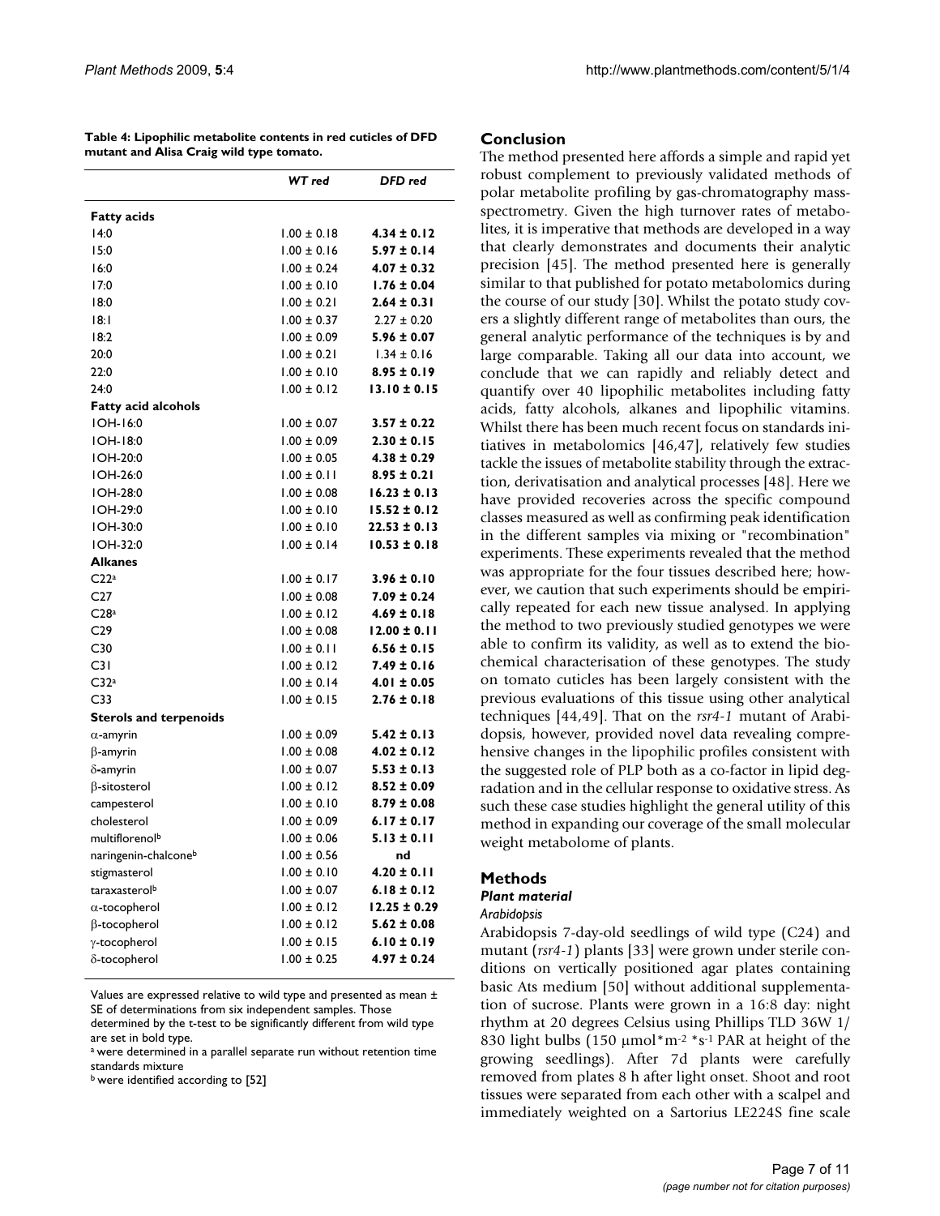**Table 4: Lipophilic metabolite contents in red cuticles of DFD mutant and Alisa Craig wild type tomato.**

| | *WT red* | *DFD red* |
|---|---|---|
| **Fatty acids** | | |
| 14:0 | 1.00 ± 0.18 | **4.34 ± 0.12** |
| 15:0 | 1.00 ± 0.16 | **5.97 ± 0.14** |
| 16:0 | 1.00 ± 0.24 | **4.07 ± 0.32** |
| 17:0 | 1.00 ± 0.10 | **1.76 ± 0.04** |
| 18:0 | 1.00 ± 0.21 | **2.64 ± 0.31** |
| 18:1 | 1.00 ± 0.37 | 2.27 ± 0.20 |
| 18:2 | 1.00 ± 0.09 | **5.96 ± 0.07** |
| 20:0 | 1.00 ± 0.21 | 1.34 ± 0.16 |
| 22:0 | 1.00 ± 0.10 | **8.95 ± 0.19** |
| 24:0 | 1.00 ± 0.12 | **13.10 ± 0.15** |
| **Fatty acid alcohols** | | |
| 1OH-16:0 | 1.00 ± 0.07 | **3.57 ± 0.22** |
| 1OH-18:0 | 1.00 ± 0.09 | **2.30 ± 0.15** |
| 1OH-20:0 | 1.00 ± 0.05 | **4.38 ± 0.29** |
| 1OH-26:0 | 1.00 ± 0.11 | **8.95 ± 0.21** |
| 1OH-28:0 | 1.00 ± 0.08 | **16.23 ± 0.13** |
| 1OH-29:0 | 1.00 ± 0.10 | **15.52 ± 0.12** |
| 1OH-30:0 | 1.00 ± 0.10 | **22.53 ± 0.13** |
| 1OH-32:0 | 1.00 ± 0.14 | **10.53 ± 0.18** |
| **Alkanes** | | |
| C22[a] | 1.00 ± 0.17 | **3.96 ± 0.10** |
| C27 | 1.00 ± 0.08 | **7.09 ± 0.24** |
| C28[a] | 1.00 ± 0.12 | **4.69 ± 0.18** |
| C29 | 1.00 ± 0.08 | **12.00 ± 0.11** |
| C30 | 1.00 ± 0.11 | **6.56 ± 0.15** |
| C31 | 1.00 ± 0.12 | **7.49 ± 0.16** |
| C32[a] | 1.00 ± 0.14 | **4.01 ± 0.05** |
| C33 | 1.00 ± 0.15 | **2.76 ± 0.18** |
| **Sterols and terpenoids** | | |
| α-amyrin | 1.00 ± 0.09 | **5.42 ± 0.13** |
| β-amyrin | 1.00 ± 0.08 | **4.02 ± 0.12** |
| δ-amyrin | 1.00 ± 0.07 | **5.53 ± 0.13** |
| β-sitosterol | 1.00 ± 0.12 | **8.52 ± 0.09** |
| campesterol | 1.00 ± 0.10 | **8.79 ± 0.08** |
| cholesterol | 1.00 ± 0.09 | **6.17 ± 0.17** |
| multiflorenol[b] | 1.00 ± 0.06 | **5.13 ± 0.11** |
| naringenin-chalcone[b] | 1.00 ± 0.56 | **nd** |
| stigmasterol | 1.00 ± 0.10 | **4.20 ± 0.11** |
| taraxasterol[b] | 1.00 ± 0.07 | **6.18 ± 0.12** |
| α-tocopherol | 1.00 ± 0.12 | **12.25 ± 0.29** |
| β-tocopherol | 1.00 ± 0.12 | **5.62 ± 0.08** |
| γ-tocopherol | 1.00 ± 0.15 | **6.10 ± 0.19** |
| δ-tocopherol | 1.00 ± 0.25 | **4.97 ± 0.24** |

Values are expressed relative to wild type and presented as mean ± SE of determinations from six independent samples. Those determined by the t-test to be significantly different from wild type are set in bold type.

[a] were determined in a parallel separate run without retention time standards mixture

[b] were identified according to [52]

## Conclusion

The method presented here affords a simple and rapid yet robust complement to previously validated methods of polar metabolite profiling by gas-chromatography mass-spectrometry. Given the high turnover rates of metabolites, it is imperative that methods are developed in a way that clearly demonstrates and documents their analytic precision [45]. The method presented here is generally similar to that published for potato metabolomics during the course of our study [30]. Whilst the potato study covers a slightly different range of metabolites than ours, the general analytic performance of the techniques is by and large comparable. Taking all our data into account, we conclude that we can rapidly and reliably detect and quantify over 40 lipophilic metabolites including fatty acids, fatty alcohols, alkanes and lipophilic vitamins. Whilst there has been much recent focus on standards initiatives in metabolomics [46,47], relatively few studies tackle the issues of metabolite stability through the extraction, derivatisation and analytical processes [48]. Here we have provided recoveries across the specific compound classes measured as well as confirming peak identification in the different samples via mixing or "recombination" experiments. These experiments revealed that the method was appropriate for the four tissues described here; however, we caution that such experiments should be empirically repeated for each new tissue analysed. In applying the method to two previously studied genotypes we were able to confirm its validity, as well as to extend the biochemical characterisation of these genotypes. The study on tomato cuticles has been largely consistent with the previous evaluations of this tissue using other analytical techniques [44,49]. That on the *rsr4-1* mutant of Arabidopsis, however, provided novel data revealing comprehensive changes in the lipophilic profiles consistent with the suggested role of PLP both as a co-factor in lipid degradation and in the cellular response to oxidative stress. As such these case studies highlight the general utility of this method in expanding our coverage of the small molecular weight metabolome of plants.

## Methods

### Plant material

#### *Arabidopsis*

Arabidopsis 7-day-old seedlings of wild type (C24) and mutant (*rsr4-1*) plants [33] were grown under sterile conditions on vertically positioned agar plates containing basic Ats medium [50] without additional supplementation of sucrose. Plants were grown in a 16:8 day: night rhythm at 20 degrees Celsius using Phillips TLD 36W 1/830 light bulbs (150 $\mu mol*m^{-2}*s^{-1}$ PAR at height of the growing seedlings). After 7d plants were carefully removed from plates 8 h after light onset. Shoot and root tissues were separated from each other with a scalpel and immediately weighted on a Sartorius LE224S fine scale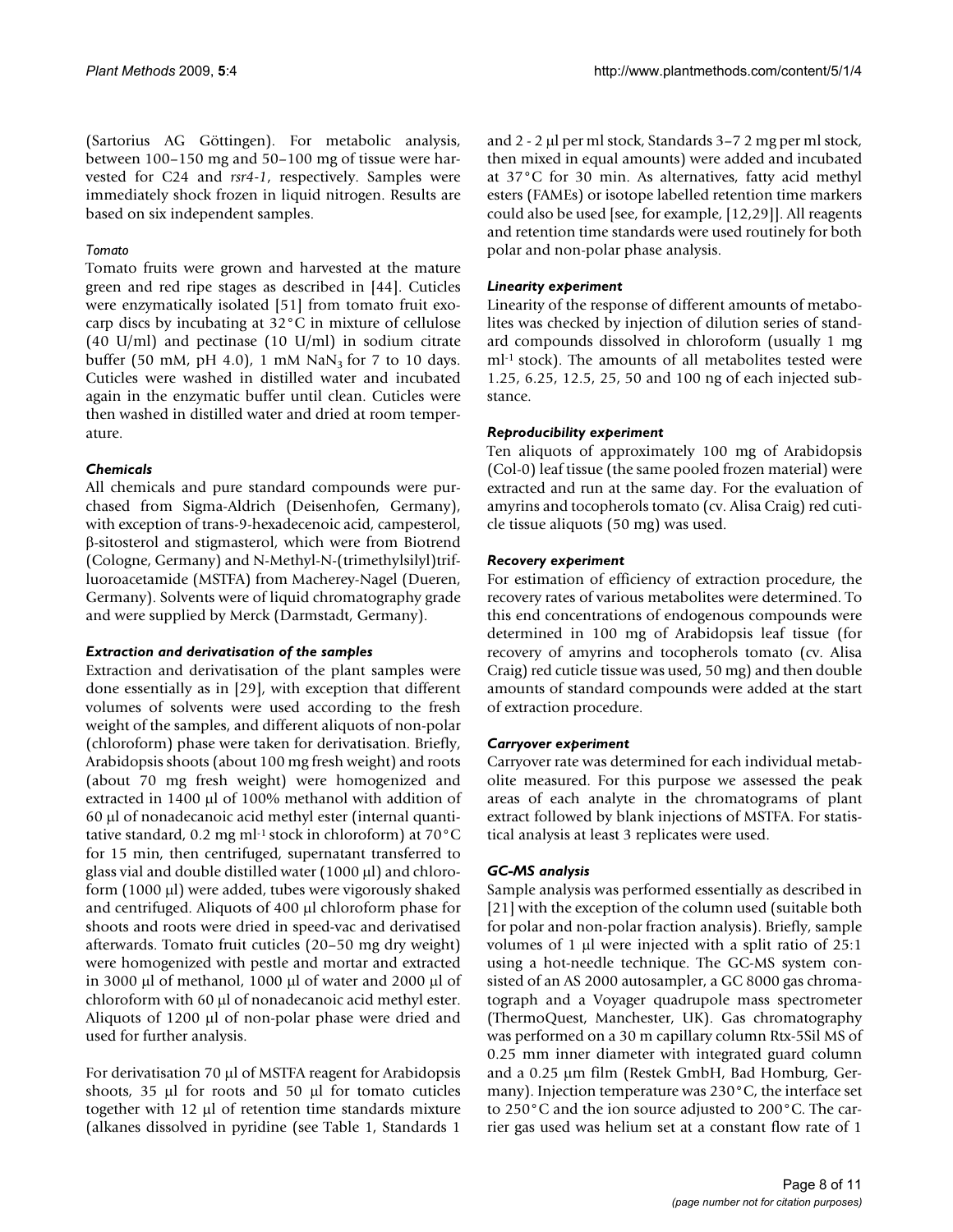(Sartorius AG Göttingen). For metabolic analysis, between 100–150 mg and 50–100 mg of tissue were harvested for C24 and *rsr4-1*, respectively. Samples were immediately shock frozen in liquid nitrogen. Results are based on six independent samples.

#### *Tomato*

Tomato fruits were grown and harvested at the mature green and red ripe stages as described in [44]. Cuticles were enzymatically isolated [51] from tomato fruit exocarp discs by incubating at 32°C in mixture of cellulose (40 U/ml) and pectinase (10 U/ml) in sodium citrate buffer (50 mM, pH 4.0), 1 mM $NaN_3$ for 7 to 10 days. Cuticles were washed in distilled water and incubated again in the enzymatic buffer until clean. Cuticles were then washed in distilled water and dried at room temperature.

### *Chemicals*

All chemicals and pure standard compounds were purchased from Sigma-Aldrich (Deisenhofen, Germany), with exception of trans-9-hexadecenoic acid, campesterol, β-sitosterol and stigmasterol, which were from Biotrend (Cologne, Germany) and N-Methyl-N-(trimethylsilyl)trifluoroacetamide (MSTFA) from Macherey-Nagel (Dueren, Germany). Solvents were of liquid chromatography grade and were supplied by Merck (Darmstadt, Germany).

### *Extraction and derivatisation of the samples*

Extraction and derivatisation of the plant samples were done essentially as in [29], with exception that different volumes of solvents were used according to the fresh weight of the samples, and different aliquots of non-polar (chloroform) phase were taken for derivatisation. Briefly, Arabidopsis shoots (about 100 mg fresh weight) and roots (about 70 mg fresh weight) were homogenized and extracted in 1400 μl of 100% methanol with addition of 60 μl of nonadecanoic acid methyl ester (internal quantitative standard, 0.2 mg $ml^{-1}$ stock in chloroform) at 70°C for 15 min, then centrifuged, supernatant transferred to glass vial and double distilled water (1000 μl) and chloroform (1000 μl) were added, tubes were vigorously shaked and centrifuged. Aliquots of 400 μl chloroform phase for shoots and roots were dried in speed-vac and derivatised afterwards. Tomato fruit cuticles (20–50 mg dry weight) were homogenized with pestle and mortar and extracted in 3000 μl of methanol, 1000 μl of water and 2000 μl of chloroform with 60 μl of nonadecanoic acid methyl ester. Aliquots of 1200 μl of non-polar phase were dried and used for further analysis.

For derivatisation 70 μl of MSTFA reagent for Arabidopsis shoots, 35 μl for roots and 50 μl for tomato cuticles together with 12 μl of retention time standards mixture (alkanes dissolved in pyridine (see Table 1, Standards 1 and 2 - 2 μl per ml stock, Standards 3–7 2 mg per ml stock, then mixed in equal amounts) were added and incubated at 37°C for 30 min. As alternatives, fatty acid methyl esters (FAMEs) or isotope labelled retention time markers could also be used [see, for example, [12,29]]. All reagents and retention time standards were used routinely for both polar and non-polar phase analysis.

### *Linearity experiment*

Linearity of the response of different amounts of metabolites was checked by injection of dilution series of standard compounds dissolved in chloroform (usually 1 mg $ml^{-1}$ stock). The amounts of all metabolites tested were 1.25, 6.25, 12.5, 25, 50 and 100 ng of each injected substance.

### *Reproducibility experiment*

Ten aliquots of approximately 100 mg of Arabidopsis (Col-0) leaf tissue (the same pooled frozen material) were extracted and run at the same day. For the evaluation of amyrins and tocopherols tomato (cv. Alisa Craig) red cuticle tissue aliquots (50 mg) was used.

### *Recovery experiment*

For estimation of efficiency of extraction procedure, the recovery rates of various metabolites were determined. To this end concentrations of endogenous compounds were determined in 100 mg of Arabidopsis leaf tissue (for recovery of amyrins and tocopherols tomato (cv. Alisa Craig) red cuticle tissue was used, 50 mg) and then double amounts of standard compounds were added at the start of extraction procedure.

### *Carryover experiment*

Carryover rate was determined for each individual metabolite measured. For this purpose we assessed the peak areas of each analyte in the chromatograms of plant extract followed by blank injections of MSTFA. For statistical analysis at least 3 replicates were used.

### *GC-MS analysis*

Sample analysis was performed essentially as described in [21] with the exception of the column used (suitable both for polar and non-polar fraction analysis). Briefly, sample volumes of 1 μl were injected with a split ratio of 25:1 using a hot-needle technique. The GC-MS system consisted of an AS 2000 autosampler, a GC 8000 gas chromatograph and a Voyager quadrupole mass spectrometer (ThermoQuest, Manchester, UK). Gas chromatography was performed on a 30 m capillary column Rtx-5Sil MS of 0.25 mm inner diameter with integrated guard column and a 0.25 μm film (Restek GmbH, Bad Homburg, Germany). Injection temperature was 230°C, the interface set to 250°C and the ion source adjusted to 200°C. The carrier gas used was helium set at a constant flow rate of 1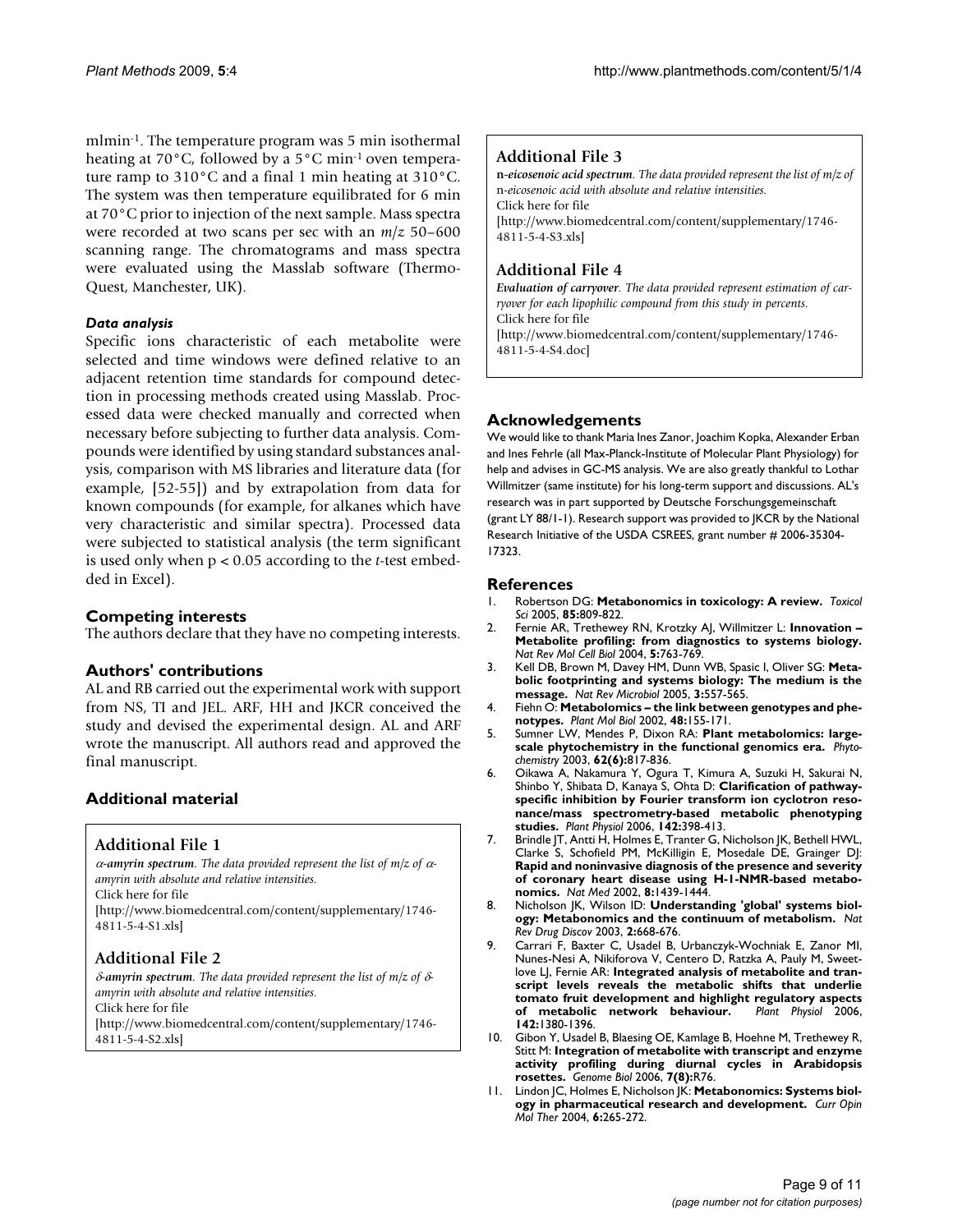mlmin$^{-1}$. The temperature program was 5 min isothermal heating at 70°C, followed by a 5°C min$^{-1}$ oven temperature ramp to 310°C and a final 1 min heating at 310°C. The system was then temperature equilibrated for 6 min at 70°C prior to injection of the next sample. Mass spectra were recorded at two scans per sec with an $m/z$ 50–600 scanning range. The chromatograms and mass spectra were evaluated using the Masslab software (Thermo-Quest, Manchester, UK).

### *Data analysis*

Specific ions characteristic of each metabolite were selected and time windows were defined relative to an adjacent retention time standards for compound detection in processing methods created using Masslab. Processed data were checked manually and corrected when necessary before subjecting to further data analysis. Compounds were identified by using standard substances analysis, comparison with MS libraries and literature data (for example, [52-55]) and by extrapolation from data for known compounds (for example, for alkanes which have very characteristic and similar spectra). Processed data were subjected to statistical analysis (the term significant is used only when $p < 0.05$ according to the *t*-test embedded in Excel).

## Competing interests

The authors declare that they have no competing interests.

## Authors' contributions

AL and RB carried out the experimental work with support from NS, TI and JEL. ARF, HH and JKCR conceived the study and devised the experimental design. AL and ARF wrote the manuscript. All authors read and approved the final manuscript.

## Additional material

### Additional File 1

***α-amyrin spectrum****. The data provided represent the list of m/z of α-amyrin with absolute and relative intensities.*
Click here for file
[http://www.biomedcentral.com/content/supplementary/1746-4811-5-4-S1.xls]

### Additional File 2

***δ-amyrin spectrum****. The data provided represent the list of m/z of δ-amyrin with absolute and relative intensities.*
Click here for file
[http://www.biomedcentral.com/content/supplementary/1746-4811-5-4-S2.xls]

### Additional File 3

**n*-eicosenoic acid spectrum***. *The data provided represent the list of m/z of* n*-eicosenoic acid with absolute and relative intensities.*
Click here for file
[http://www.biomedcentral.com/content/supplementary/1746-4811-5-4-S3.xls]

### Additional File 4

***Evaluation of carryover****. The data provided represent estimation of carryover for each lipophilic compound from this study in percents.*
Click here for file
[http://www.biomedcentral.com/content/supplementary/1746-4811-5-4-S4.doc]

## Acknowledgements

We would like to thank Maria Ines Zanor, Joachim Kopka, Alexander Erban and Ines Fehrle (all Max-Planck-Institute of Molecular Plant Physiology) for help and advises in GC-MS analysis. We are also greatly thankful to Lothar Willmitzer (same institute) for his long-term support and discussions. AL's research was in part supported by Deutsche Forschungsgemeinschaft (grant LY 88/1-1). Research support was provided to JKCR by the National Research Initiative of the USDA CSREES, grant number # 2006-35304-17323.

## References

1. Robertson DG: **Metabonomics in toxicology: A review.** *Toxicol Sci* 2005, **85:**809-822.
2. Fernie AR, Trethewey RN, Krotzky AJ, Willmitzer L: **Innovation – Metabolite profiling: from diagnostics to systems biology.** *Nat Rev Mol Cell Biol* 2004, **5:**763-769.
3. Kell DB, Brown M, Davey HM, Dunn WB, Spasic I, Oliver SG: **Metabolic footprinting and systems biology: The medium is the message.** *Nat Rev Microbiol* 2005, **3:**557-565.
4. Fiehn O: **Metabolomics – the link between genotypes and phenotypes.** *Plant Mol Biol* 2002, **48:**155-171.
5. Sumner LW, Mendes P, Dixon RA: **Plant metabolomics: large-scale phytochemistry in the functional genomics era.** *Phytochemistry* 2003, **62(6):**817-836.
6. Oikawa A, Nakamura Y, Ogura T, Kimura A, Suzuki H, Sakurai N, Shinbo Y, Shibata D, Kanaya S, Ohta D: **Clarification of pathway-specific inhibition by Fourier transform ion cyclotron resonance/mass spectrometry-based metabolic phenotyping studies.** *Plant Physiol* 2006, **142:**398-413.
7. Brindle JT, Antti H, Holmes E, Tranter G, Nicholson JK, Bethell HWL, Clarke S, Schofield PM, McKilligin E, Mosedale DE, Grainger DJ: **Rapid and noninvasive diagnosis of the presence and severity of coronary heart disease using H-1-NMR-based metabonomics.** *Nat Med* 2002, **8:**1439-1444.
8. Nicholson JK, Wilson ID: **Understanding 'global' systems biology: Metabonomics and the continuum of metabolism.** *Nat Rev Drug Discov* 2003, **2:**668-676.
9. Carrari F, Baxter C, Usadel B, Urbanczyk-Wochniak E, Zanor MI, Nunes-Nesi A, Nikiforova V, Centero D, Ratzka A, Pauly M, Sweetlove LJ, Fernie AR: **Integrated analysis of metabolite and transcript levels reveals the metabolic shifts that underlie tomato fruit development and highlight regulatory aspects of metabolic network behaviour.** *Plant Physiol* 2006, **142:**1380-1396.
10. Gibon Y, Usadel B, Blaesing OE, Kamlage B, Hoehne M, Trethewey R, Stitt M: **Integration of metabolite with transcript and enzyme activity profiling during diurnal cycles in Arabidopsis rosettes.** *Genome Biol* 2006, **7(8):**R76.
11. Lindon JC, Holmes E, Nicholson JK: **Metabonomics: Systems biology in pharmaceutical research and development.** *Curr Opin Mol Ther* 2004, **6:**265-272.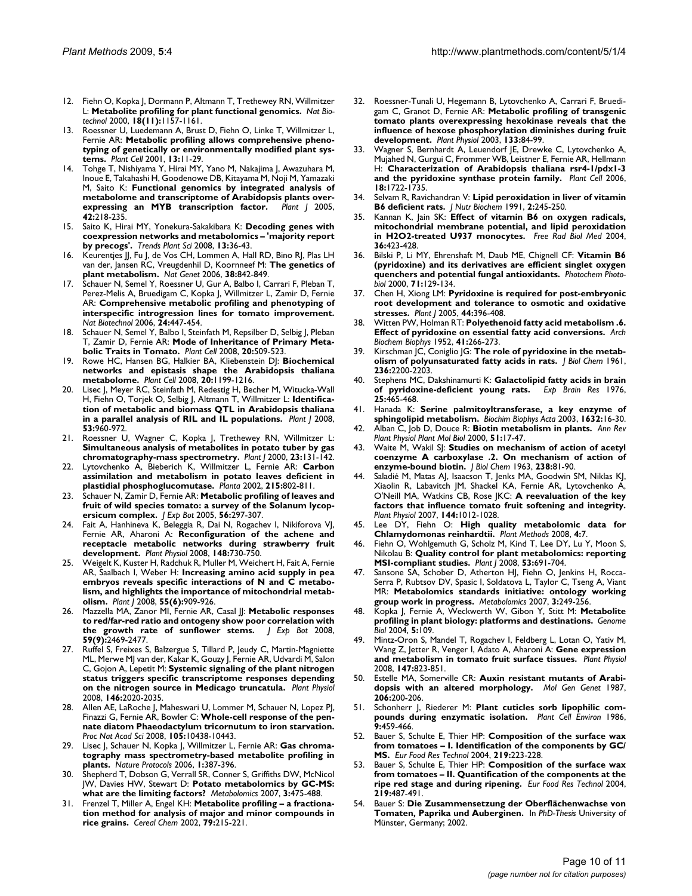12. Fiehn O, Kopka J, Dormann P, Altmann T, Trethewey RN, Willmitzer L: **Metabolite profiling for plant functional genomics.** *Nat Biotechnol* 2000, **18(11)**:1157-1161.
13. Roessner U, Luedemann A, Brust D, Fiehn O, Linke T, Willmitzer L, Fernie AR: **Metabolic profiling allows comprehensive phenotyping of genetically or environmentally modified plant systems.** *Plant Cell* 2001, **13**:11-29.
14. Tohge T, Nishiyama Y, Hirai MY, Yano M, Nakajima J, Awazuhara M, Inoue E, Takahashi H, Goodenowe DB, Kitayama M, Noji M, Yamazaki M, Saito K: **Functional genomics by integrated analysis of metabolome and transcriptome of Arabidopsis plants over-expressing an MYB transcription factor.** *Plant J* 2005, **42**:218-235.
15. Saito K, Hirai MY, Yonekura-Sakakibara K: **Decoding genes with coexpression networks and metabolomics – 'majority report by precogs'.** *Trends Plant Sci* 2008, **13**:36-43.
16. Keurentjes JJ, Fu J, de Vos CH, Lommen A, Hall RD, Bino RJ, Plas LH van der, Jansen RC, Vreugdenhil D, Koornneef M: **The genetics of plant metabolism.** *Nat Genet* 2006, **38**:842-849.
17. Schauer N, Semel Y, Roessner U, Gur A, Balbo I, Carrari F, Pleban T, Perez-Melis A, Bruedigam C, Kopka J, Willmitzer L, Zamir D, Fernie AR: **Comprehensive metabolic profiling and phenotyping of interspecific introgression lines for tomato improvement.** *Nat Biotechnol* 2006, **24**:447-454.
18. Schauer N, Semel Y, Balbo I, Steinfath M, Repsilber D, Selbig J, Pleban T, Zamir D, Fernie AR: **Mode of Inheritance of Primary Metabolic Traits in Tomato.** *Plant Cell* 2008, **20**:509-523.
19. Rowe HC, Hansen BG, Halkier BA, Kliebenstein DJ: **Biochemical networks and epistasis shape the Arabidopsis thaliana metabolome.** *Plant Cell* 2008, **20**:1199-1216.
20. Lisec J, Meyer RC, Steinfath M, Redestig H, Becher M, Witucka-Wall H, Fiehn O, Torjek O, Selbig J, Altmann T, Willmitzer L: **Identification of metabolic and biomass QTL in Arabidopsis thaliana in a parallel analysis of RIL and IL populations.** *Plant J* 2008, **53**:960-972.
21. Roessner U, Wagner C, Kopka J, Trethewey RN, Willmitzer L: **Simultaneous analysis of metabolites in potato tuber by gas chromatography-mass spectrometry.** *Plant J* 2000, **23**:131-142.
22. Lytovchenko A, Bieberich K, Willmitzer L, Fernie AR: **Carbon assimilation and metabolism in potato leaves deficient in plastidial phosphoglucomutase.** *Planta* 2002, **215**:802-811.
23. Schauer N, Zamir D, Fernie AR: **Metabolic profiling of leaves and fruit of wild species tomato: a survey of the Solanum lycopersicum complex.** *J Exp Bot* 2005, **56**:297-307.
24. Fait A, Hanhineva K, Beleggia R, Dai N, Rogachev I, Nikiforova VJ, Fernie AR, Aharoni A: **Reconfiguration of the achene and receptacle metabolic networks during strawberry fruit development.** *Plant Physiol* 2008, **148**:730-750.
25. Weigelt K, Kuster H, Radchuk R, Muller M, Weichert H, Fait A, Fernie AR, Saalbach I, Weber H: **Increasing amino acid supply in pea embryos reveals specific interactions of N and C metabolism, and highlights the importance of mitochondrial metabolism.** *Plant J* 2008, **55(6)**:909-926.
26. Mazzella MA, Zanor MI, Fernie AR, Casal JJ: **Metabolic responses to red/far-red ratio and ontogeny show poor correlation with the growth rate of sunflower stems.** *J Exp Bot* 2008, **59(9)**:2469-2477.
27. Ruffel S, Freixes S, Balzergue S, Tillard P, Jeudy C, Martin-Magniette ML, Merwe MJ van der, Kakar K, Gouzy J, Fernie AR, Udvardi M, Salon C, Gojon A, Lepetit M: **Systemic signaling of the plant nitrogen status triggers specific transcriptome responses depending on the nitrogen source in Medicago truncatula.** *Plant Physiol* 2008, **146**:2020-2035.
28. Allen AE, LaRoche J, Maheswari U, Lommer M, Schauer N, Lopez PJ, Finazzi G, Fernie AR, Bowler C: **Whole-cell response of the pennate diatom Phaeodactylum tricornutum to iron starvation.** *Proc Nat Acad Sci* 2008, **105**:10438-10443.
29. Lisec J, Schauer N, Kopka J, Willmitzer L, Fernie AR: **Gas chromatography mass spectrometry-based metabolite profiling in plants.** *Nature Protocols* 2006, **1**:387-396.
30. Shepherd T, Dobson G, Verrall SR, Conner S, Griffiths DW, McNicol JW, Davies HW, Stewart D: **Potato metabolomics by GC-MS: what are the limiting factors?** *Metabolomics* 2007, **3**:475-488.
31. Frenzel T, Miller A, Engel KH: **Metabolite profiling – a fractionation method for analysis of major and minor compounds in rice grains.** *Cereal Chem* 2002, **79**:215-221.
32. Roessner-Tunali U, Hegemann B, Lytovchenko A, Carrari F, Bruedigam C, Granot D, Fernie AR: **Metabolic profiling of transgenic tomato plants overexpressing hexokinase reveals that the influence of hexose phosphorylation diminishes during fruit development.** *Plant Physiol* 2003, **133**:84-99.
33. Wagner S, Bernhardt A, Leuendorf JE, Drewke C, Lytovchenko A, Mujahed N, Gurgui C, Frommer WB, Leistner E, Fernie AR, Hellmann H: **Characterization of Arabidopsis thaliana rsr4-1/pdx1-3 and the pyridoxine synthase protein family.** *Plant Cell* 2006, **18**:1722-1735.
34. Selvam R, Ravichandran V: **Lipid peroxidation in liver of vitamin B6 deficient rats.** *J Nutr Biochem* 1991, **2**:245-250.
35. Kannan K, Jain SK: **Effect of vitamin B6 on oxygen radicals, mitochondrial membrane potential, and lipid peroxidation in H2O2-treated U937 monocytes.** *Free Rad Biol Med* 2004, **36**:423-428.
36. Bilski P, Li MY, Ehrenshaft M, Daub ME, Chignell CF: **Vitamin B6 (pyridoxine) and its derivatives are efficient singlet oxygen quenchers and potential fungal antioxidants.** *Photochem Photobiol* 2000, **71**:129-134.
37. Chen H, Xiong LM: **Pyridoxine is required for post-embryonic root development and tolerance to osmotic and oxidative stresses.** *Plant J* 2005, **44**:396-408.
38. Witten PW, Holman RT: **Polyethenoid fatty acid metabolism .6. Effect of pyridoxine on essential fatty acid conversions.** *Arch Biochem Biophys* 1952, **41**:266-273.
39. Kirschman JC, Coniglio JG: **The role of pyridoxine in the metabolism of polyunsaturated fatty acids in rats.** *J Biol Chem* 1961, **236**:2200-2203.
40. Stephens MC, Dakshinamurti K: **Galactolipid fatty acids in brain of pyridoxine-deficient young rats.** *Exp Brain Res* 1976, **25**:465-468.
41. Hanada K: **Serine palmitoyltransferase, a key enzyme of sphingolipid metabolism.** *Biochim Biophys Acta* 2003, **1632**:16-30.
42. Alban C, Job D, Douce R: **Biotin metabolism in plants.** *Ann Rev Plant Physiol Plant Mol Biol* 2000, **51**:17-47.
43. Waite M, Wakil SJ: **Studies on mechanism of action of acetyl coenzyme A carboxylase .2. On mechanism of action of enzyme-bound biotin.** *J Biol Chem* 1963, **238**:81-90.
44. Saladié M, Matas AJ, Isaacson T, Jenks MA, Goodwin SM, Niklas KJ, Xiaolin R, Labavitch JM, Shackel KA, Fernie AR, Lytovchenko A, O'Neill MA, Watkins CB, Rose JKC: **A reevaluation of the key factors that influence tomato fruit softening and integrity.** *Plant Physiol* 2007, **144**:1012-1028.
45. Lee DY, Fiehn O: **High quality metabolomic data for Chlamydomonas reinhardtii.** *Plant Methods* 2008, **4**:7.
46. Fiehn O, Wohlgemuth G, Scholz M, Kind T, Lee DY, Lu Y, Moon S, Nikolau B: **Quality control for plant metabolomics: reporting MSI-compliant studies.** *Plant J* 2008, **53**:691-704.
47. Sansone SA, Schober D, Atherton HJ, Fiehn O, Jenkins H, Rocca-Serra P, Rubtsov DV, Spasic I, Soldatova L, Taylor C, Tseng A, Viant MR: **Metabolomics standards initiative: ontology working group work in progress.** *Metabolomics* 2007, **3**:249-256.
48. Kopka J, Fernie A, Weckwerth W, Gibon Y, Stitt M: **Metabolite profiling in plant biology: platforms and destinations.** *Genome Biol* 2004, **5**:109.
49. Mintz-Oron S, Mandel T, Rogachev I, Feldberg L, Lotan O, Yativ M, Wang Z, Jetter R, Venger I, Adato A, Aharoni A: **Gene expression and metabolism in tomato fruit surface tissues.** *Plant Physiol* 2008, **147**:823-851.
50. Estelle MA, Somerville CR: **Auxin resistant mutants of Arabidopsis with an altered morphology.** *Mol Gen Genet* 1987, **206**:200-206.
51. Schonherr J, Riederer M: **Plant cuticles sorb lipophilic compounds during enzymatic isolation.** *Plant Cell Environ* 1986, **9**:459-466.
52. Bauer S, Schulte E, Thier HP: **Composition of the surface wax from tomatoes – I. Identification of the components by GC/MS.** *Eur Food Res Technol* 2004, **219**:223-228.
53. Bauer S, Schulte E, Thier HP: **Composition of the surface wax from tomatoes – II. Quantification of the components at the ripe red stage and during ripening.** *Eur Food Res Technol* 2004, **219**:487-491.
54. Bauer S: **Die Zusammensetzung der Oberflächenwachse von Tomaten, Paprika und Auberginen.** In *PhD-Thesis* University of Münster, Germany; 2002.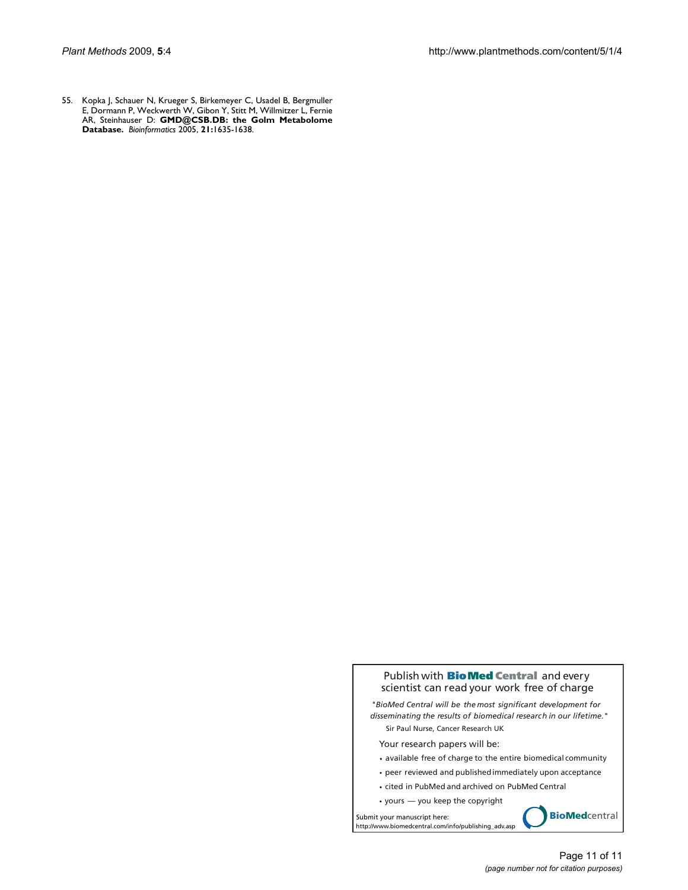55. Kopka J, Schauer N, Krueger S, Birkemeyer C, Usadel B, Bergmuller E, Dormann P, Weckwerth W, Gibon Y, Stitt M, Willmitzer L, Fernie AR, Steinhauser D: **GMD@CSB.DB: the Golm Metabolome Database.** *Bioinformatics* 2005, **21:**1635-1638.

Publish with **BioMed Central** and every scientist can read your work free of charge

*"BioMed Central will be the most significant development for disseminating the results of biomedical research in our lifetime."*

Sir Paul Nurse, Cancer Research UK

Your research papers will be:

- available free of charge to the entire biomedical community
- peer reviewed and published immediately upon acceptance
- cited in PubMed and archived on PubMed Central
- yours — you keep the copyright

Submit your manuscript here:
http://www.biomedcentral.com/info/publishing_adv.asp

**BioMed**central